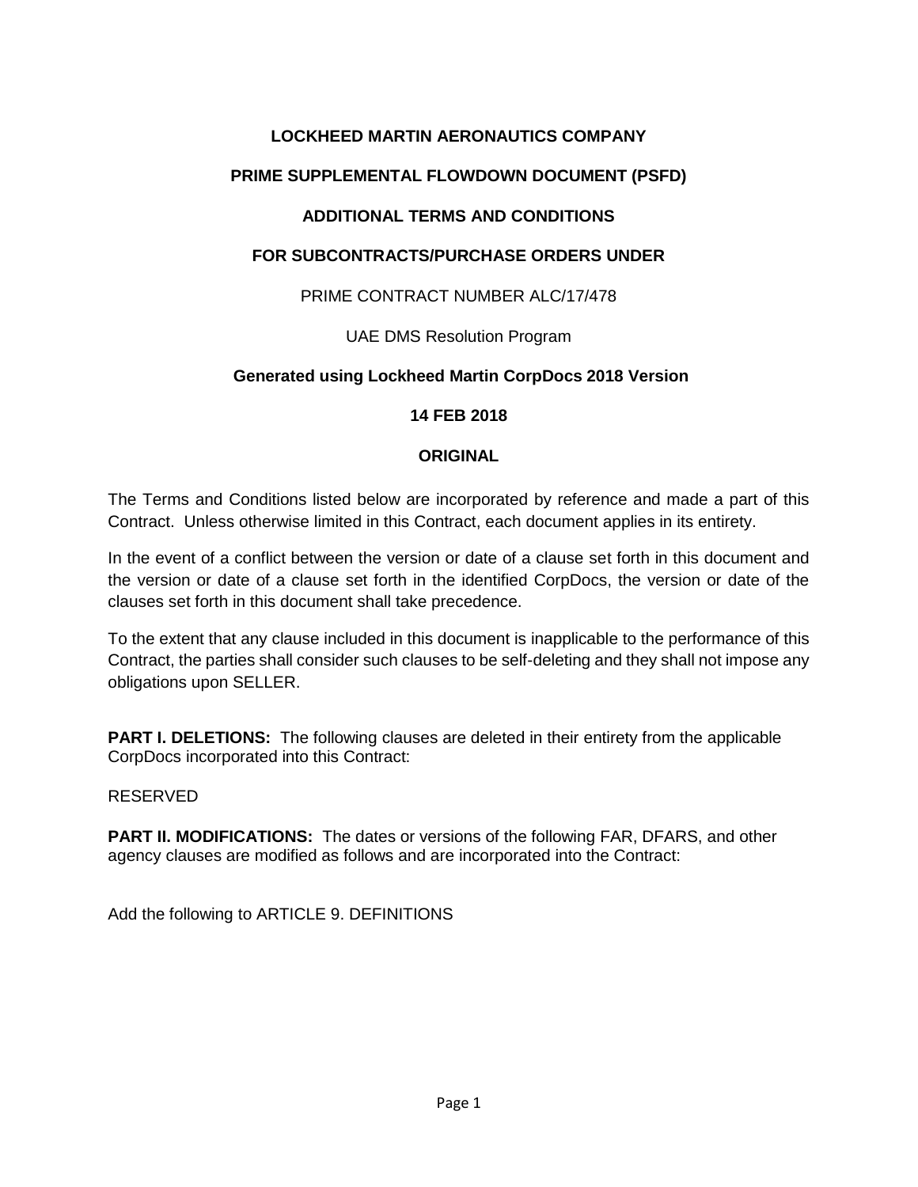**LOCKHEED MARTIN AERONAUTICS COMPANY**

**PRIME SUPPLEMENTAL FLOWDOWN DOCUMENT (PSFD)**

**ADDITIONAL TERMS AND CONDITIONS**

**FOR SUBCONTRACTS/PURCHASE ORDERS UNDER**

PRIME CONTRACT NUMBER ALC/17/478

UAE DMS Resolution Program

**Generated using Lockheed Martin CorpDocs 2018 Version**

**14 FEB 2018**

**ORIGINAL**

The Terms and Conditions listed below are incorporated by reference and made a part of this Contract. Unless otherwise limited in this Contract, each document applies in its entirety.

In the event of a conflict between the version or date of a clause set forth in this document and the version or date of a clause set forth in the identified CorpDocs, the version or date of the clauses set forth in this document shall take precedence.

To the extent that any clause included in this document is inapplicable to the performance of this Contract, the parties shall consider such clauses to be self-deleting and they shall not impose any obligations upon SELLER.

**PART I. DELETIONS:** The following clauses are deleted in their entirety from the applicable CorpDocs incorporated into this Contract:

RESERVED

**PART II. MODIFICATIONS:** The dates or versions of the following FAR, DFARS, and other agency clauses are modified as follows and are incorporated into the Contract:

Add the following to ARTICLE 9. DEFINITIONS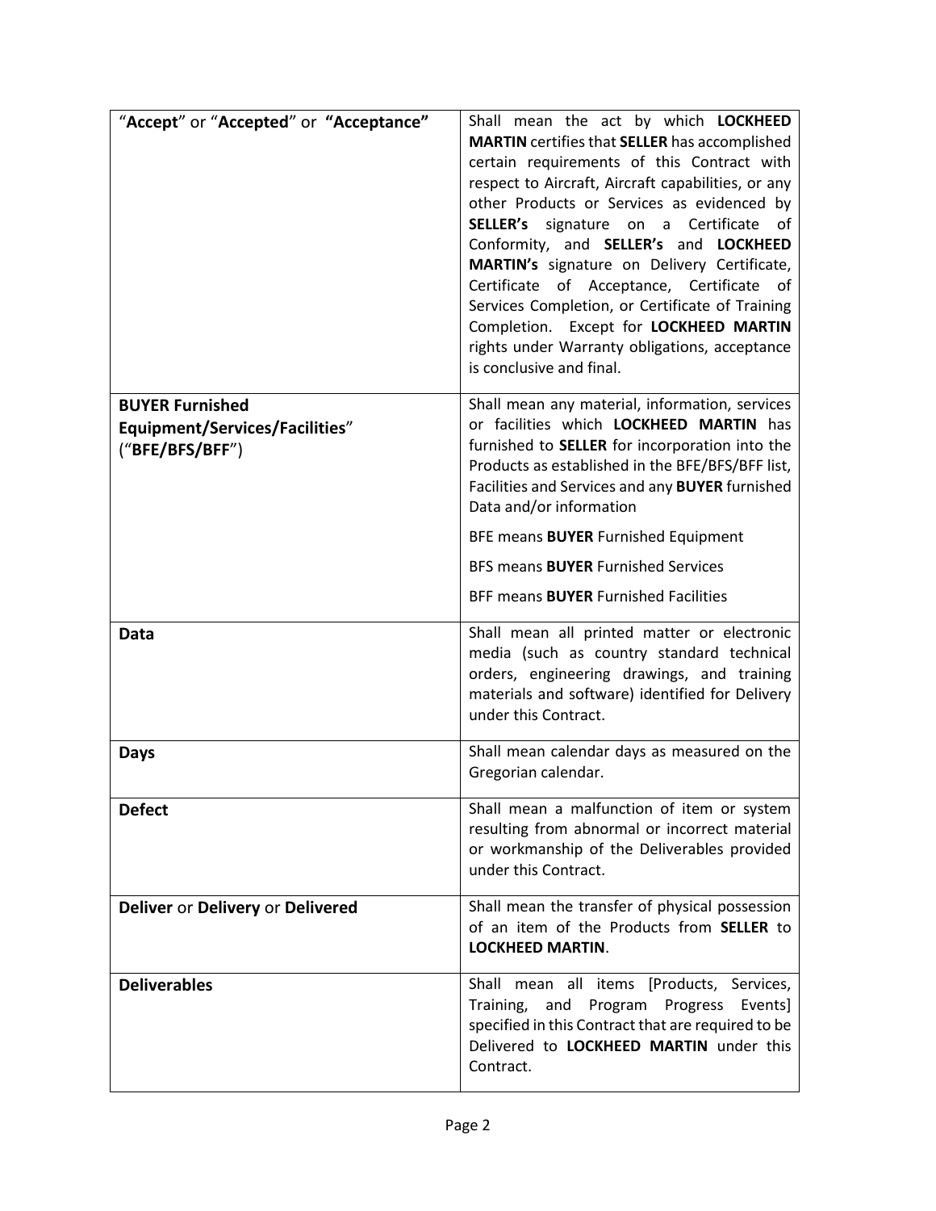| | |
|---|---|
| "**Accept**" or "**Accepted**" or **"Acceptance"** | Shall mean the act by which **LOCKHEED MARTIN** certifies that **SELLER** has accomplished certain requirements of this Contract with respect to Aircraft, Aircraft capabilities, or any other Products or Services as evidenced by **SELLER's** signature on a Certificate of Conformity, and **SELLER's** and **LOCKHEED MARTIN's** signature on Delivery Certificate, Certificate of Acceptance, Certificate of Services Completion, or Certificate of Training Completion. Except for **LOCKHEED MARTIN** rights under Warranty obligations, acceptance is conclusive and final. |
| **BUYER Furnished Equipment/Services/Facilities**" ("**BFE/BFS/BFF**") | Shall mean any material, information, services or facilities which **LOCKHEED MARTIN** has furnished to **SELLER** for incorporation into the Products as established in the BFE/BFS/BFF list, Facilities and Services and any **BUYER** furnished Data and/or information<br><br>BFE means **BUYER** Furnished Equipment<br><br>BFS means **BUYER** Furnished Services<br><br>BFF means **BUYER** Furnished Facilities |
| **Data** | Shall mean all printed matter or electronic media (such as country standard technical orders, engineering drawings, and training materials and software) identified for Delivery under this Contract. |
| **Days** | Shall mean calendar days as measured on the Gregorian calendar. |
| **Defect** | Shall mean a malfunction of item or system resulting from abnormal or incorrect material or workmanship of the Deliverables provided under this Contract. |
| **Deliver** or **Delivery** or **Delivered** | Shall mean the transfer of physical possession of an item of the Products from **SELLER** to **LOCKHEED MARTIN**. |
| **Deliverables** | Shall mean all items [Products, Services, Training, and Program Progress Events] specified in this Contract that are required to be Delivered to **LOCKHEED MARTIN** under this Contract. |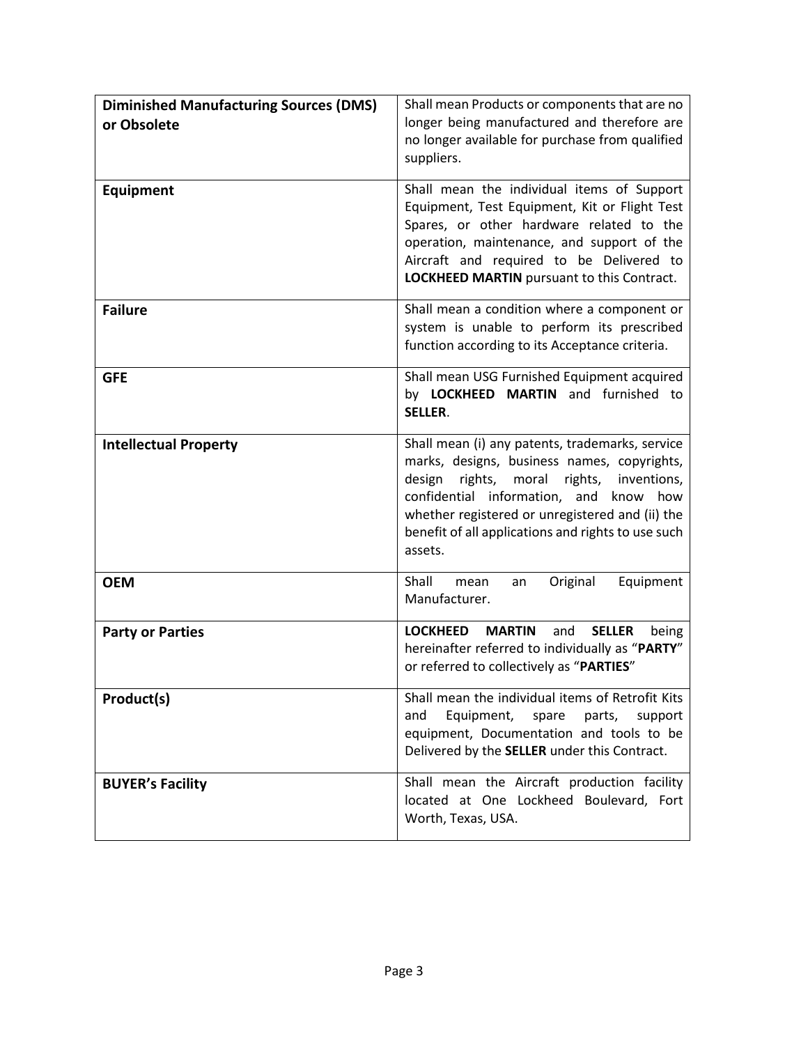| | |
|---|---|
| **Diminished Manufacturing Sources (DMS) or Obsolete** | Shall mean Products or components that are no longer being manufactured and therefore are no longer available for purchase from qualified suppliers. |
| **Equipment** | Shall mean the individual items of Support Equipment, Test Equipment, Kit or Flight Test Spares, or other hardware related to the operation, maintenance, and support of the Aircraft and required to be Delivered to **LOCKHEED MARTIN** pursuant to this Contract. |
| **Failure** | Shall mean a condition where a component or system is unable to perform its prescribed function according to its Acceptance criteria. |
| **GFE** | Shall mean USG Furnished Equipment acquired by **LOCKHEED MARTIN** and furnished to **SELLER**. |
| **Intellectual Property** | Shall mean (i) any patents, trademarks, service marks, designs, business names, copyrights, design rights, moral rights, inventions, confidential information, and know how whether registered or unregistered and (ii) the benefit of all applications and rights to use such assets. |
| **OEM** | Shall mean an Original Equipment Manufacturer. |
| **Party or Parties** | **LOCKHEED MARTIN** and **SELLER** being hereinafter referred to individually as "**PARTY**" or referred to collectively as "**PARTIES**" |
| **Product(s)** | Shall mean the individual items of Retrofit Kits and Equipment, spare parts, support equipment, Documentation and tools to be Delivered by the **SELLER** under this Contract. |
| **BUYER's Facility** | Shall mean the Aircraft production facility located at One Lockheed Boulevard, Fort Worth, Texas, USA. |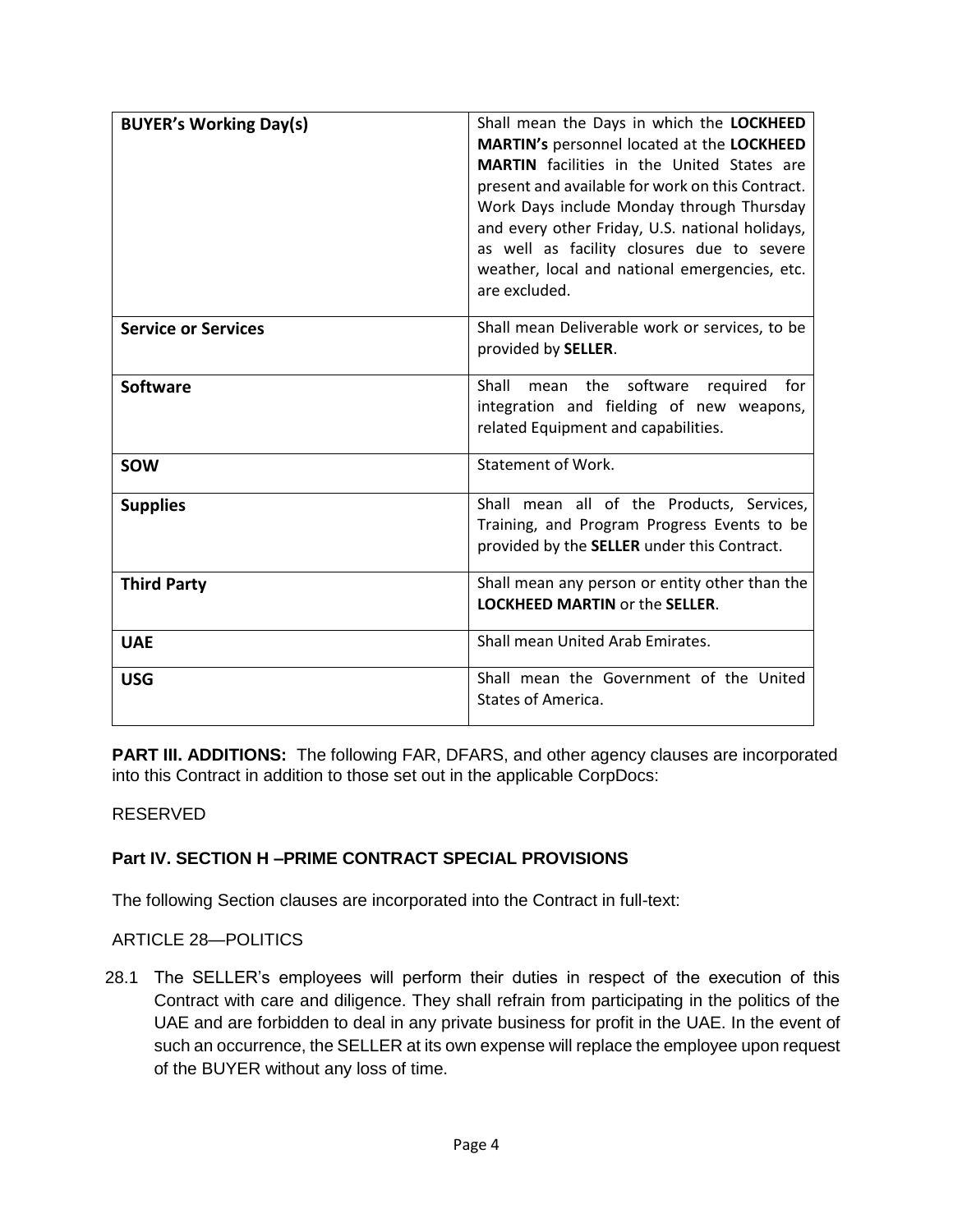| | |
|---|---|
| **BUYER's Working Day(s)** | Shall mean the Days in which the **LOCKHEED MARTIN's** personnel located at the **LOCKHEED MARTIN** facilities in the United States are present and available for work on this Contract. Work Days include Monday through Thursday and every other Friday, U.S. national holidays, as well as facility closures due to severe weather, local and national emergencies, etc. are excluded. |
| **Service or Services** | Shall mean Deliverable work or services, to be provided by **SELLER**. |
| **Software** | Shall mean the software required for integration and fielding of new weapons, related Equipment and capabilities. |
| **SOW** | Statement of Work. |
| **Supplies** | Shall mean all of the Products, Services, Training, and Program Progress Events to be provided by the **SELLER** under this Contract. |
| **Third Party** | Shall mean any person or entity other than the **LOCKHEED MARTIN** or the **SELLER**. |
| **UAE** | Shall mean United Arab Emirates. |
| **USG** | Shall mean the Government of the United States of America. |

**PART III. ADDITIONS:** The following FAR, DFARS, and other agency clauses are incorporated into this Contract in addition to those set out in the applicable CorpDocs:

RESERVED

**Part IV. SECTION H –PRIME CONTRACT SPECIAL PROVISIONS**

The following Section clauses are incorporated into the Contract in full-text:

ARTICLE 28—POLITICS

28.1 The SELLER's employees will perform their duties in respect of the execution of this Contract with care and diligence. They shall refrain from participating in the politics of the UAE and are forbidden to deal in any private business for profit in the UAE. In the event of such an occurrence, the SELLER at its own expense will replace the employee upon request of the BUYER without any loss of time.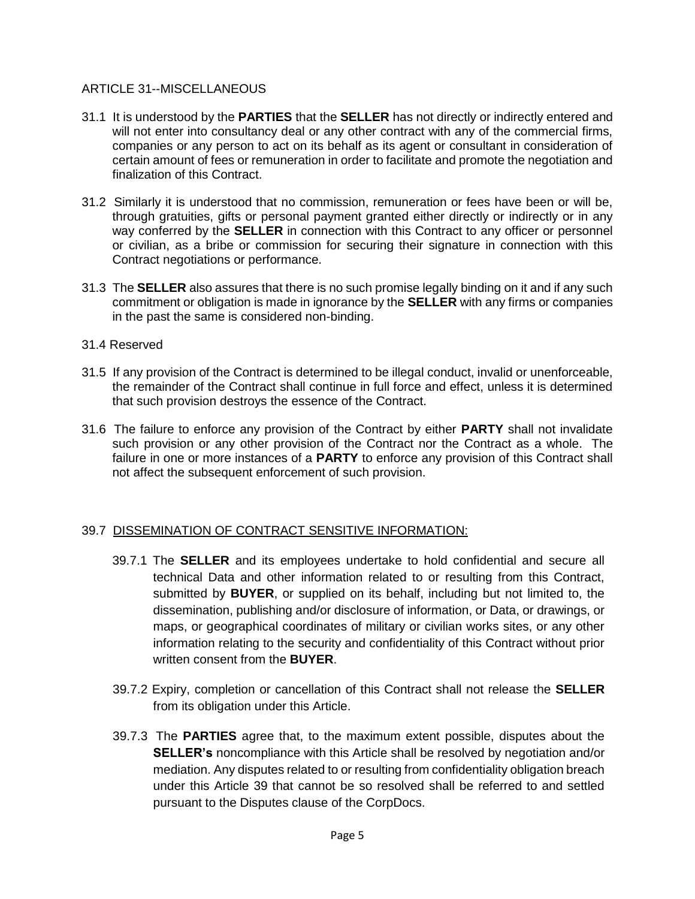ARTICLE 31--MISCELLANEOUS

31.1 It is understood by the **PARTIES** that the **SELLER** has not directly or indirectly entered and will not enter into consultancy deal or any other contract with any of the commercial firms, companies or any person to act on its behalf as its agent or consultant in consideration of certain amount of fees or remuneration in order to facilitate and promote the negotiation and finalization of this Contract.

31.2 Similarly it is understood that no commission, remuneration or fees have been or will be, through gratuities, gifts or personal payment granted either directly or indirectly or in any way conferred by the **SELLER** in connection with this Contract to any officer or personnel or civilian, as a bribe or commission for securing their signature in connection with this Contract negotiations or performance.

31.3 The **SELLER** also assures that there is no such promise legally binding on it and if any such commitment or obligation is made in ignorance by the **SELLER** with any firms or companies in the past the same is considered non-binding.

31.4 Reserved

31.5 If any provision of the Contract is determined to be illegal conduct, invalid or unenforceable, the remainder of the Contract shall continue in full force and effect, unless it is determined that such provision destroys the essence of the Contract.

31.6 The failure to enforce any provision of the Contract by either **PARTY** shall not invalidate such provision or any other provision of the Contract nor the Contract as a whole. The failure in one or more instances of a **PARTY** to enforce any provision of this Contract shall not affect the subsequent enforcement of such provision.

39.7 <u>DISSEMINATION OF CONTRACT SENSITIVE INFORMATION:</u>

39.7.1 The **SELLER** and its employees undertake to hold confidential and secure all technical Data and other information related to or resulting from this Contract, submitted by **BUYER**, or supplied on its behalf, including but not limited to, the dissemination, publishing and/or disclosure of information, or Data, or drawings, or maps, or geographical coordinates of military or civilian works sites, or any other information relating to the security and confidentiality of this Contract without prior written consent from the **BUYER**.

39.7.2 Expiry, completion or cancellation of this Contract shall not release the **SELLER** from its obligation under this Article.

39.7.3 The **PARTIES** agree that, to the maximum extent possible, disputes about the **SELLER's** noncompliance with this Article shall be resolved by negotiation and/or mediation. Any disputes related to or resulting from confidentiality obligation breach under this Article 39 that cannot be so resolved shall be referred to and settled pursuant to the Disputes clause of the CorpDocs.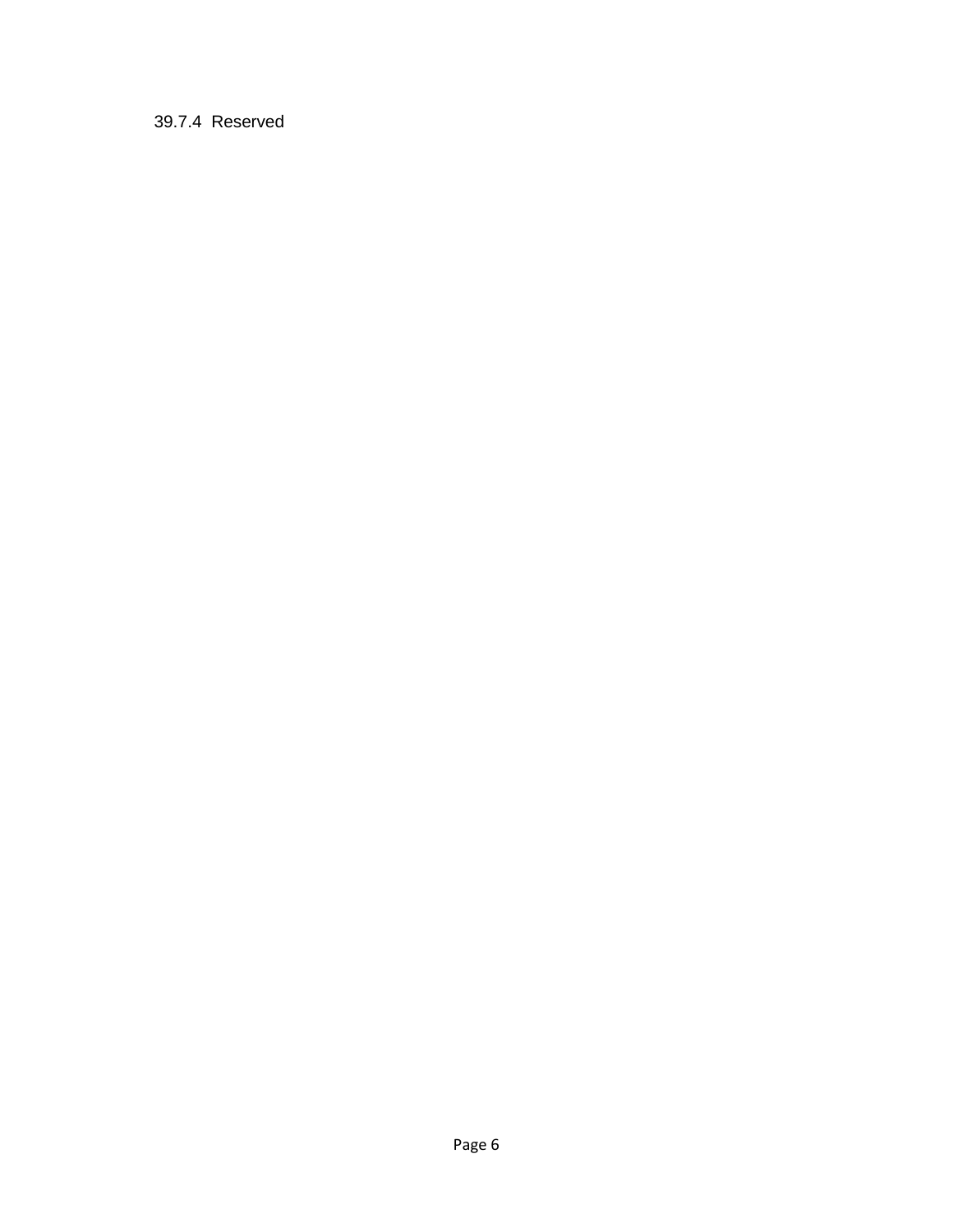39.7.4 Reserved